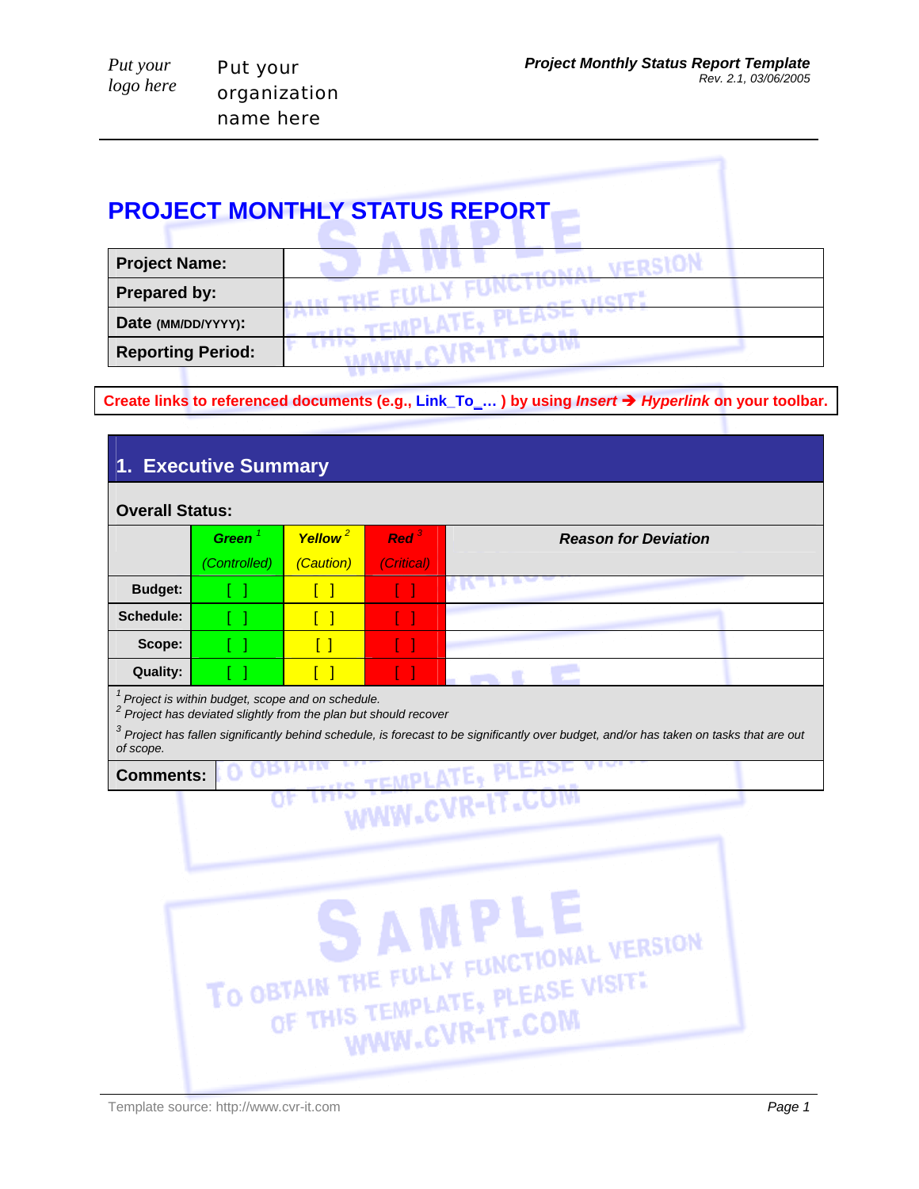Put your logo here

Put your organization name here

**Project Monthly Status Report Template**
*Rev. 2.1, 03/06/2005*

# PROJECT MONTHLY STATUS REPORT

| **Project Name:** | |
|---|---|
| **Prepared by:** | |
| **Date (MM/DD/YYYY):** | |
| **Reporting Period:** | |

**Create links to referenced documents (e.g., Link_To_… ) by using *Insert* ➔ *Hyperlink* on your toolbar.**

## 1. Executive Summary

**Overall Status:**

| | ***Green*** [1] *(Controlled)* | ***Yellow*** [2] *(Caution)* | ***Red*** [3] *(Critical)* | ***Reason for Deviation*** |
|---|---|---|---|---|
| **Budget:** | [ ] | [ ] | [ ] | |
| **Schedule:** | [ ] | [ ] | [ ] | |
| **Scope:** | [ ] | [ ] | [ ] | |
| **Quality:** | [ ] | [ ] | [ ] | |

[1] *Project is within budget, scope and on schedule.*
[2] *Project has deviated slightly from the plan but should recover*
[3] *Project has fallen significantly behind schedule, is forecast to be significantly over budget, and/or has taken on tasks that are out of scope.*

| **Comments:** | |
|---|---|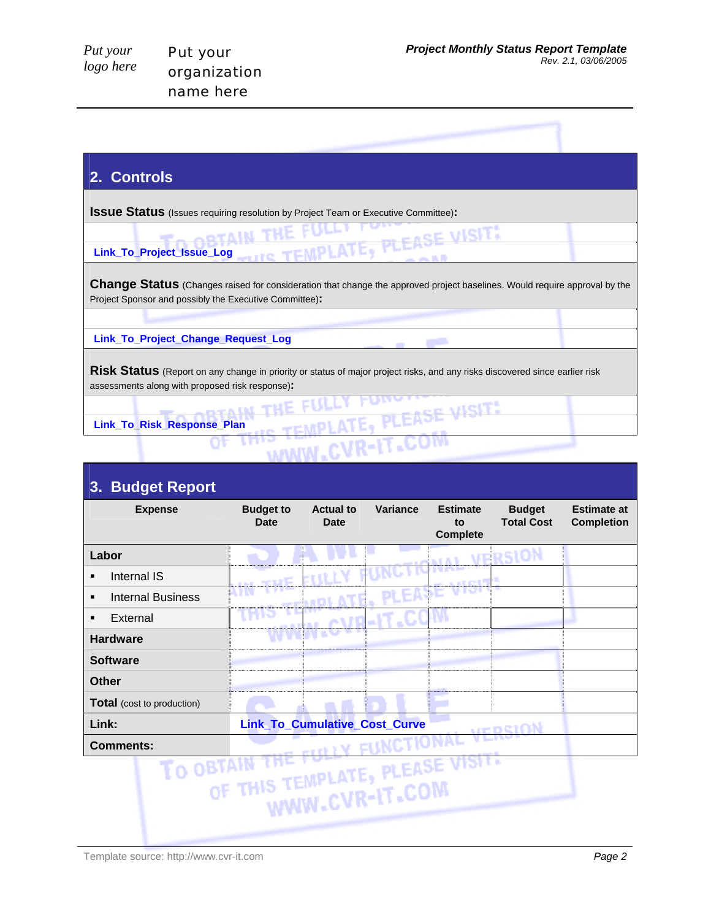## 2. Controls

**Issue Status** (Issues requiring resolution by Project Team or Executive Committee)**:**

Link_To_Project_Issue_Log

**Change Status** (Changes raised for consideration that change the approved project baselines. Would require approval by the Project Sponsor and possibly the Executive Committee)**:**

Link_To_Project_Change_Request_Log

**Risk Status** (Report on any change in priority or status of major project risks, and any risks discovered since earlier risk assessments along with proposed risk response)**:**

Link_To_Risk_Response_Plan

## 3. Budget Report

| Expense | Budget to Date | Actual to Date | Variance | Estimate to Complete | Budget Total Cost | Estimate at Completion |
|---|---|---|---|---|---|---|
| **Labor** | | | | | | |
| ▪ Internal IS | | | | | | |
| ▪ Internal Business | | | | | | |
| ▪ External | | | | | | |
| **Hardware** | | | | | | |
| **Software** | | | | | | |
| **Other** | | | | | | |
| **Total** (cost to production) | | | | | | |
| **Link:** | Link_To_Cumulative_Cost_Curve | | | | | |
| **Comments:** | | | | | | |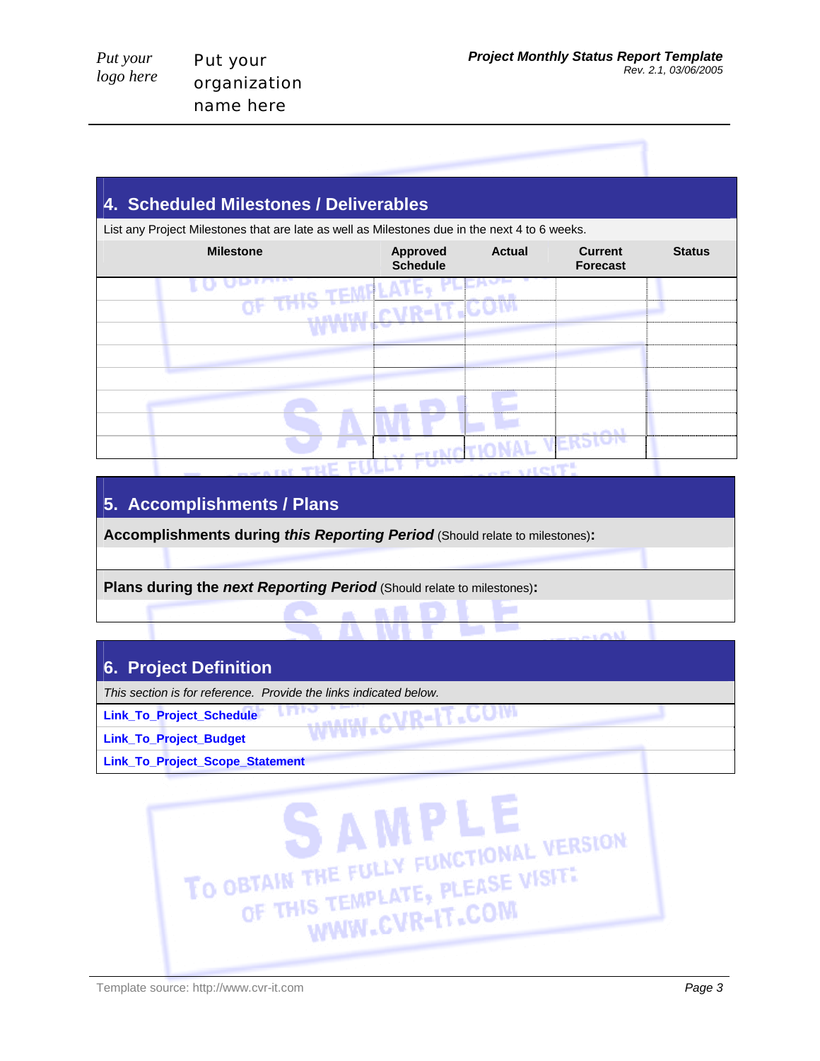## 4. Scheduled Milestones / Deliverables

List any Project Milestones that are late as well as Milestones due in the next 4 to 6 weeks.

| Milestone | Approved Schedule | Actual | Current Forecast | Status |
|---|---|---|---|---|
| | | | | |
| | | | | |
| | | | | |
| | | | | |
| | | | | |
| | | | | |
| | | | | |
| | | | | |

## 5. Accomplishments / Plans

**Accomplishments during *this Reporting Period*** (Should relate to milestones)**:**

**Plans during the *next Reporting Period*** (Should relate to milestones)**:**

## 6. Project Definition

*This section is for reference. Provide the links indicated below.*

**Link_To_Project_Schedule**

**Link_To_Project_Budget**

**Link_To_Project_Scope_Statement**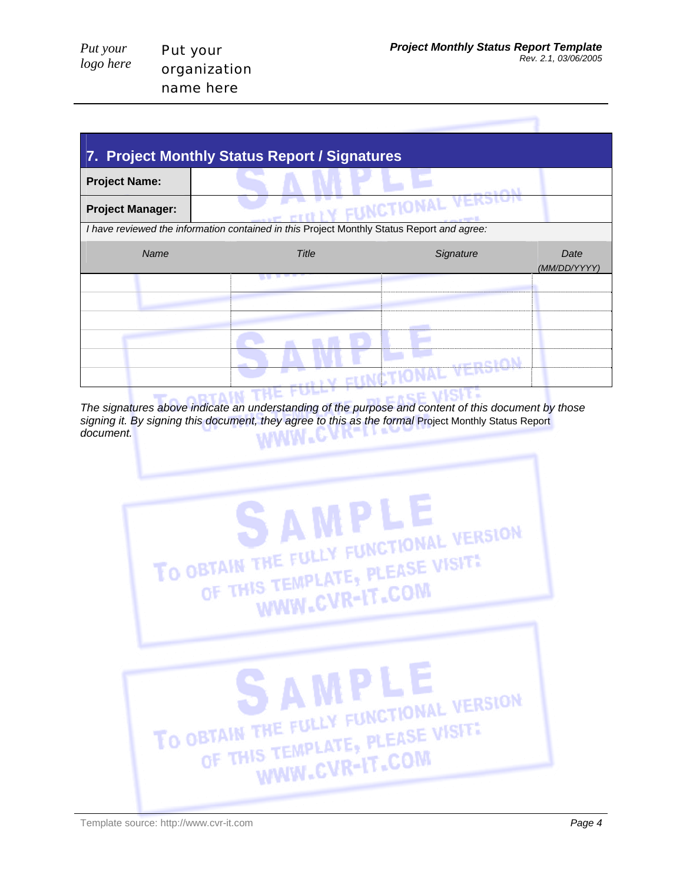## 7. Project Monthly Status Report / Signatures

| | |
|---|---|
| **Project Name:** | |
| **Project Manager:** | |

*I have reviewed the information contained in this* Project Monthly Status Report *and agree:*

| *Name* | *Title* | *Signature* | *Date (MM/DD/YYYY)* |
|---|---|---|---|
| | | | |
| | | | |
| | | | |
| | | | |
| | | | |
| | | | |

*The signatures above indicate an understanding of the purpose and content of this document by those signing it. By signing this document, they agree to this as the formal* Project Monthly Status Report *document.*